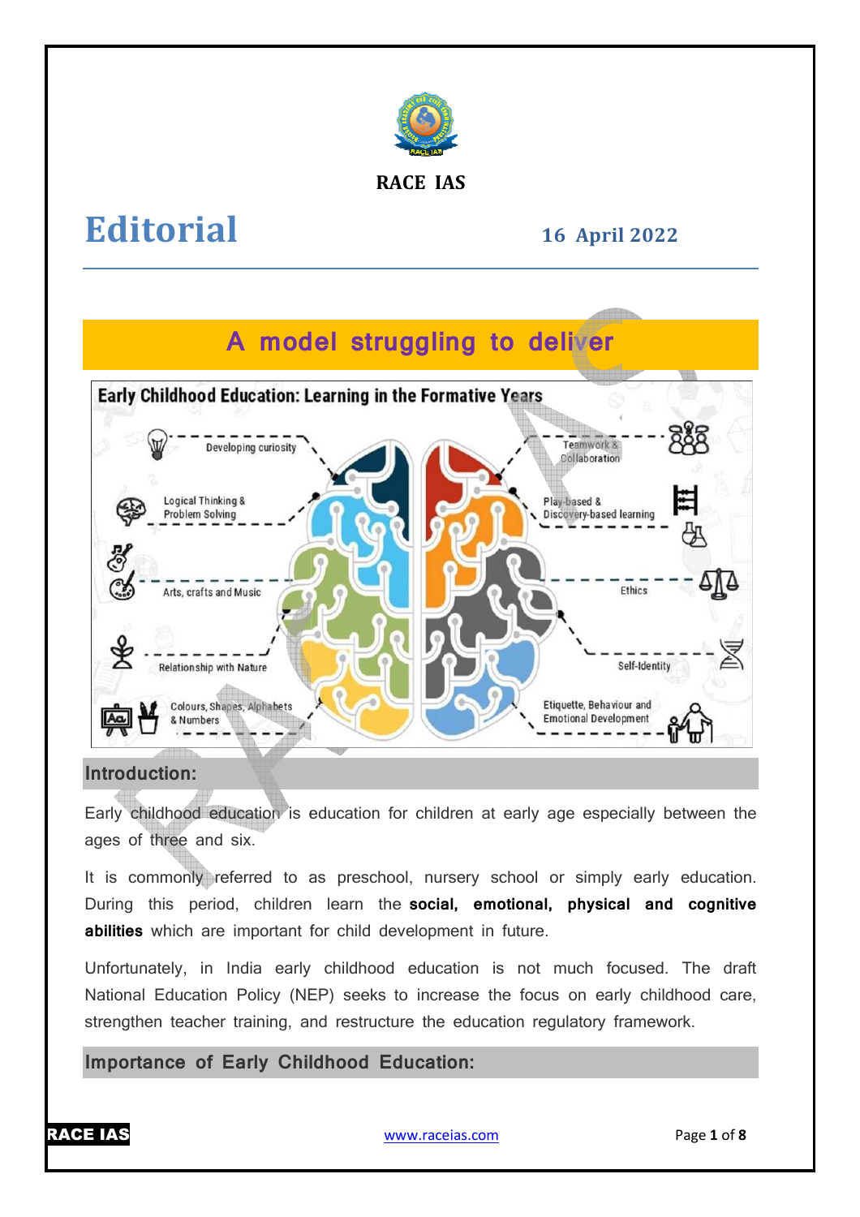RACE IAS

# Editorial

**16 April 2022**

## A model struggling to deliver

### Introduction:

Early childhood education is education for children at early age especially between the ages of three and six.

It is commonly referred to as preschool, nursery school or simply early education. During this period, children learn the **social, emotional, physical and cognitive abilities** which are important for child development in future.

Unfortunately, in India early childhood education is not much focused. The draft National Education Policy (NEP) seeks to increase the focus on early childhood care, strengthen teacher training, and restructure the education regulatory framework.

### Importance of Early Childhood Education: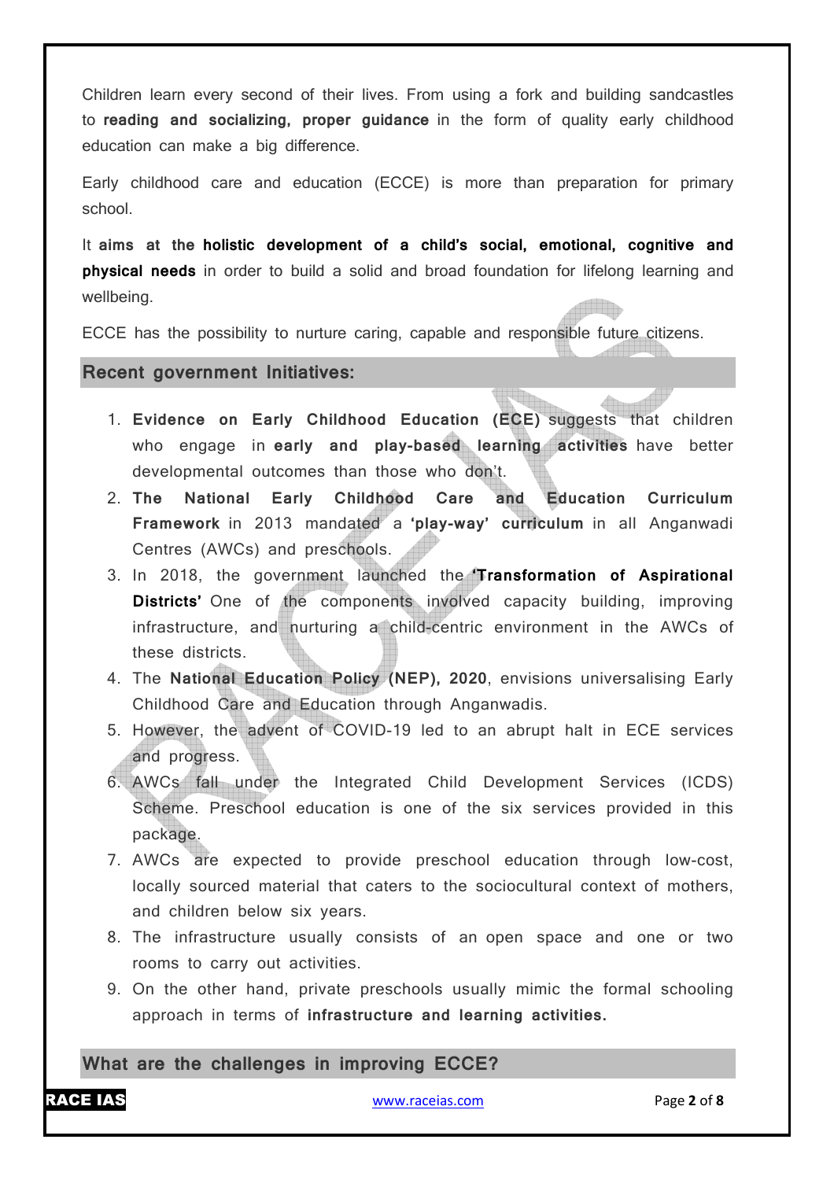Children learn every second of their lives. From using a fork and building sandcastles to **reading and socializing, proper guidance** in the form of quality early childhood education can make a big difference.

Early childhood care and education (ECCE) is more than preparation for primary school.

It **aims at the holistic development of a child's social, emotional, cognitive and physical needs** in order to build a solid and broad foundation for lifelong learning and wellbeing.

ECCE has the possibility to nurture caring, capable and responsible future citizens.

## Recent government Initiatives:

1. **Evidence on Early Childhood Education (ECE)** suggests that children who engage in **early and play-based learning activities** have better developmental outcomes than those who don't.
2. **The National Early Childhood Care and Education Curriculum Framework** in 2013 mandated a **'play-way' curriculum** in all Anganwadi Centres (AWCs) and preschools.
3. In 2018, the government launched the **'Transformation of Aspirational Districts'** One of the components involved capacity building, improving infrastructure, and nurturing a child-centric environment in the AWCs of these districts.
4. The **National Education Policy (NEP), 2020**, envisions universalising Early Childhood Care and Education through Anganwadis.
5. However, the advent of COVID-19 led to an abrupt halt in ECE services and progress.
6. AWCs fall under the Integrated Child Development Services (ICDS) Scheme. Preschool education is one of the six services provided in this package.
7. AWCs are expected to provide preschool education through low-cost, locally sourced material that caters to the sociocultural context of mothers, and children below six years.
8. The infrastructure usually consists of an open space and one or two rooms to carry out activities.
9. On the other hand, private preschools usually mimic the formal schooling approach in terms of **infrastructure and learning activities.**

## What are the challenges in improving ECCE?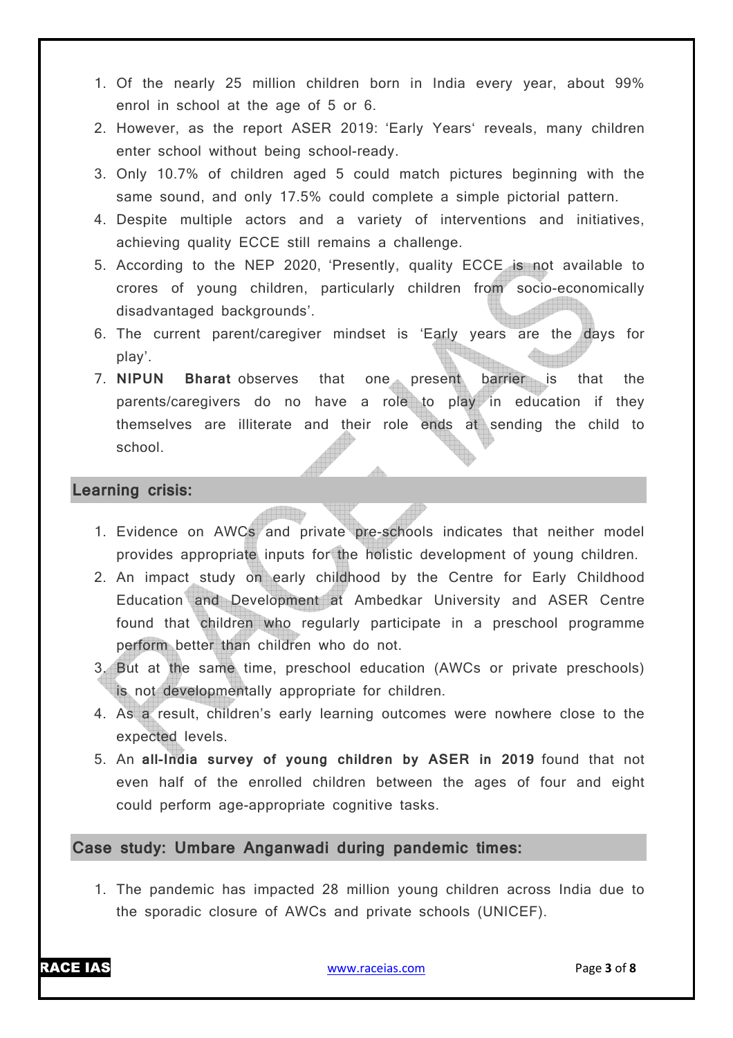1. Of the nearly 25 million children born in India every year, about 99% enrol in school at the age of 5 or 6.
2. However, as the report ASER 2019: 'Early Years' reveals, many children enter school without being school-ready.
3. Only 10.7% of children aged 5 could match pictures beginning with the same sound, and only 17.5% could complete a simple pictorial pattern.
4. Despite multiple actors and a variety of interventions and initiatives, achieving quality ECCE still remains a challenge.
5. According to the NEP 2020, 'Presently, quality ECCE is not available to crores of young children, particularly children from socio-economically disadvantaged backgrounds'.
6. The current parent/caregiver mindset is 'Early years are the days for play'.
7. **NIPUN Bharat** observes that one present barrier is that the parents/caregivers do no have a role to play in education if they themselves are illiterate and their role ends at sending the child to school.

## Learning crisis:

1. Evidence on AWCs and private pre-schools indicates that neither model provides appropriate inputs for the holistic development of young children.
2. An impact study on early childhood by the Centre for Early Childhood Education and Development at Ambedkar University and ASER Centre found that children who regularly participate in a preschool programme perform better than children who do not.
3. But at the same time, preschool education (AWCs or private preschools) is not developmentally appropriate for children.
4. As a result, children's early learning outcomes were nowhere close to the expected levels.
5. An **all-India survey of young children by ASER in 2019** found that not even half of the enrolled children between the ages of four and eight could perform age-appropriate cognitive tasks.

## Case study: Umbare Anganwadi during pandemic times:

1. The pandemic has impacted 28 million young children across India due to the sporadic closure of AWCs and private schools (UNICEF).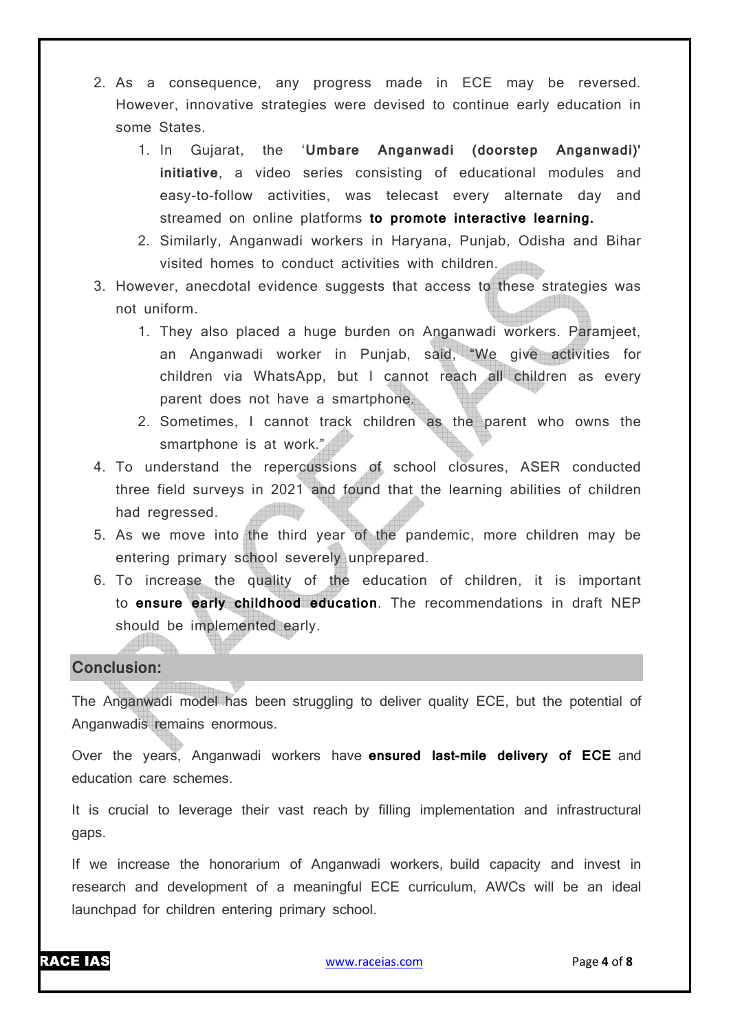2. As a consequence, any progress made in ECE may be reversed. However, innovative strategies were devised to continue early education in some States.
   1. In Gujarat, the '**Umbare Anganwadi (doorstep Anganwadi)' initiative**, a video series consisting of educational modules and easy-to-follow activities, was telecast every alternate day and streamed on online platforms **to promote interactive learning.**
   2. Similarly, Anganwadi workers in Haryana, Punjab, Odisha and Bihar visited homes to conduct activities with children.
3. However, anecdotal evidence suggests that access to these strategies was not uniform.
   1. They also placed a huge burden on Anganwadi workers. Paramjeet, an Anganwadi worker in Punjab, said, "We give activities for children via WhatsApp, but I cannot reach all children as every parent does not have a smartphone.
   2. Sometimes, I cannot track children as the parent who owns the smartphone is at work."
4. To understand the repercussions of school closures, ASER conducted three field surveys in 2021 and found that the learning abilities of children had regressed.
5. As we move into the third year of the pandemic, more children may be entering primary school severely unprepared.
6. To increase the quality of the education of children, it is important to **ensure early childhood education**. The recommendations in draft NEP should be implemented early.

## Conclusion:

The Anganwadi model has been struggling to deliver quality ECE, but the potential of Anganwadis remains enormous.

Over the years, Anganwadi workers have **ensured last-mile delivery of ECE** and education care schemes.

It is crucial to leverage their vast reach by filling implementation and infrastructural gaps.

If we increase the honorarium of Anganwadi workers, build capacity and invest in research and development of a meaningful ECE curriculum, AWCs will be an ideal launchpad for children entering primary school.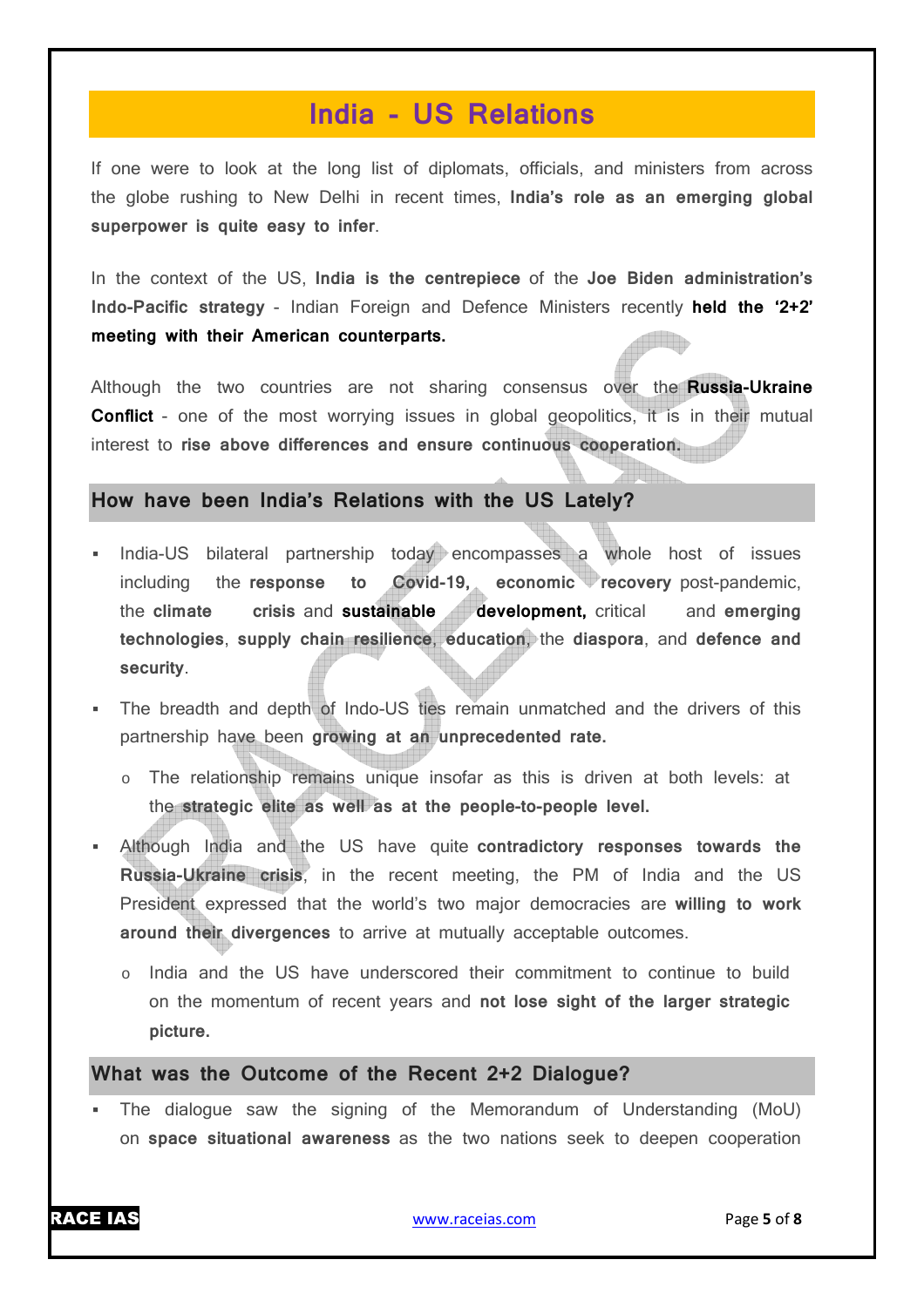# India - US Relations

If one were to look at the long list of diplomats, officials, and ministers from across the globe rushing to New Delhi in recent times, **India's role as an emerging global superpower is quite easy to infer**.

In the context of the US, **India is the centrepiece** of the **Joe Biden administration's Indo-Pacific strategy** - Indian Foreign and Defence Ministers recently **held the '2+2' meeting with their American counterparts.**

Although the two countries are not sharing consensus over the **Russia-Ukraine Conflict** - one of the most worrying issues in global geopolitics, it is in their mutual interest to **rise above differences and ensure continuous cooperation.**

## How have been India's Relations with the US Lately?

- India-US bilateral partnership today encompasses a whole host of issues including the **response to Covid-19, economic recovery** post-pandemic, the **climate crisis** and **sustainable development,** critical and **emerging technologies**, **supply chain resilience**, **education**, the **diaspora**, and **defence and security**.
- The breadth and depth of Indo-US ties remain unmatched and the drivers of this partnership have been **growing at an unprecedented rate.**
  - The relationship remains unique insofar as this is driven at both levels: at the **strategic elite as well as at the people-to-people level.**
- Although India and the US have quite **contradictory responses towards the Russia-Ukraine crisis**, in the recent meeting, the PM of India and the US President expressed that the world's two major democracies are **willing to work around their divergences** to arrive at mutually acceptable outcomes.
  - India and the US have underscored their commitment to continue to build on the momentum of recent years and **not lose sight of the larger strategic picture.**

## What was the Outcome of the Recent 2+2 Dialogue?

- The dialogue saw the signing of the Memorandum of Understanding (MoU) on **space situational awareness** as the two nations seek to deepen cooperation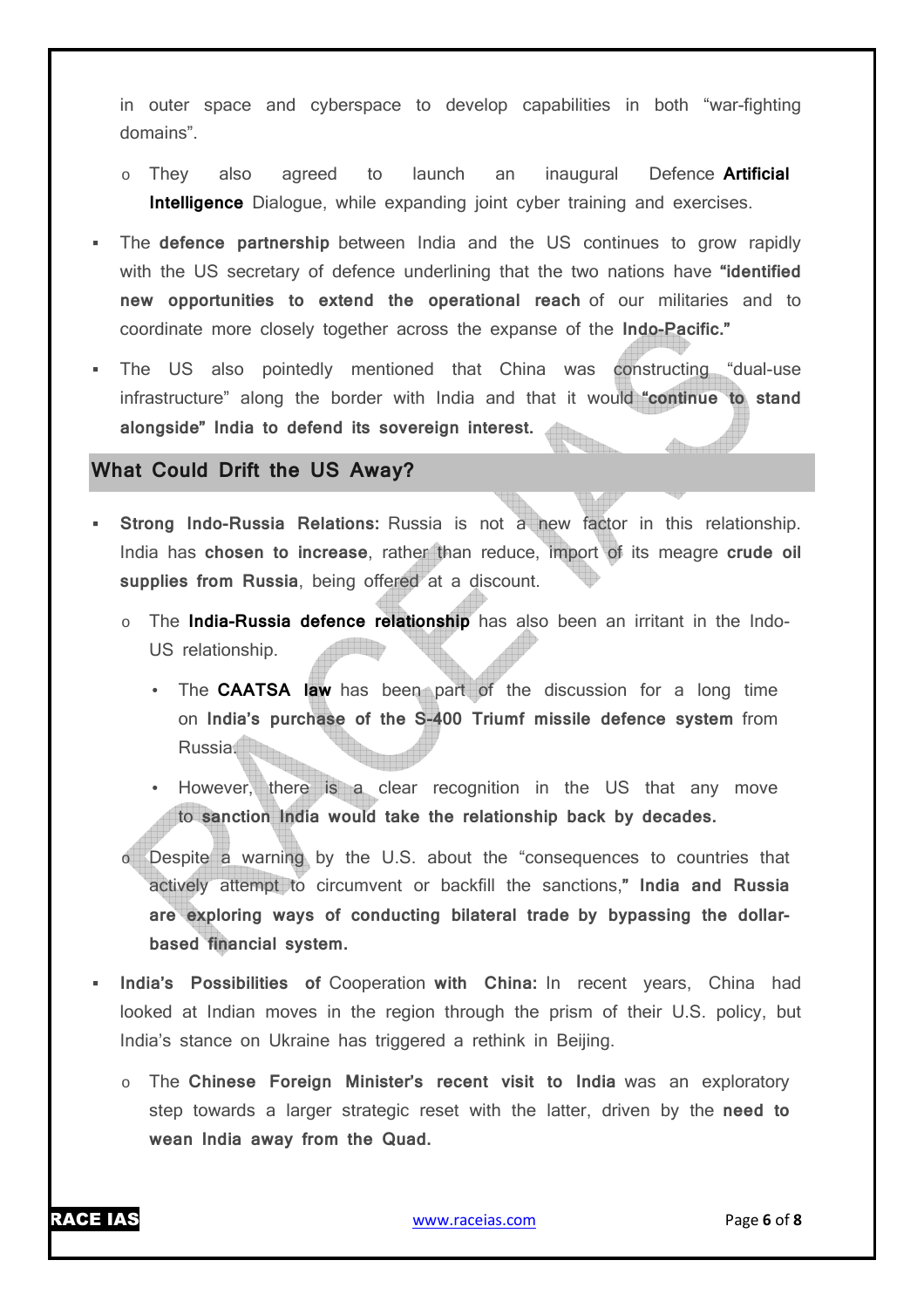in outer space and cyberspace to develop capabilities in both "war-fighting domains".

- They also agreed to launch an inaugural Defence **Artificial Intelligence** Dialogue, while expanding joint cyber training and exercises.

- The **defence partnership** between India and the US continues to grow rapidly with the US secretary of defence underlining that the two nations have **"identified new opportunities to extend the operational reach** of our militaries and to coordinate more closely together across the expanse of the **Indo-Pacific."**
- The US also pointedly mentioned that China was constructing "dual-use infrastructure" along the border with India and that it would **"continue to stand alongside" India to defend its sovereign interest.**

## What Could Drift the US Away?

- **Strong Indo-Russia Relations:** Russia is not a new factor in this relationship. India has **chosen to increase**, rather than reduce, import of its meagre **crude oil supplies from Russia**, being offered at a discount.
  - The **India-Russia defence relationship** has also been an irritant in the Indo-US relationship.
    - The **CAATSA law** has been part of the discussion for a long time on **India's purchase of the S-400 Triumf missile defence system** from Russia.
    - However, there is a clear recognition in the US that any move to **sanction India would take the relationship back by decades.**
  - Despite a warning by the U.S. about the "consequences to countries that actively attempt to circumvent or backfill the sanctions,**" India and Russia are exploring ways of conducting bilateral trade by bypassing the dollar-based financial system.**
- **India's Possibilities of** Cooperation **with China:** In recent years, China had looked at Indian moves in the region through the prism of their U.S. policy, but India's stance on Ukraine has triggered a rethink in Beijing.
  - The **Chinese Foreign Minister's recent visit to India** was an exploratory step towards a larger strategic reset with the latter, driven by the **need to wean India away from the Quad.**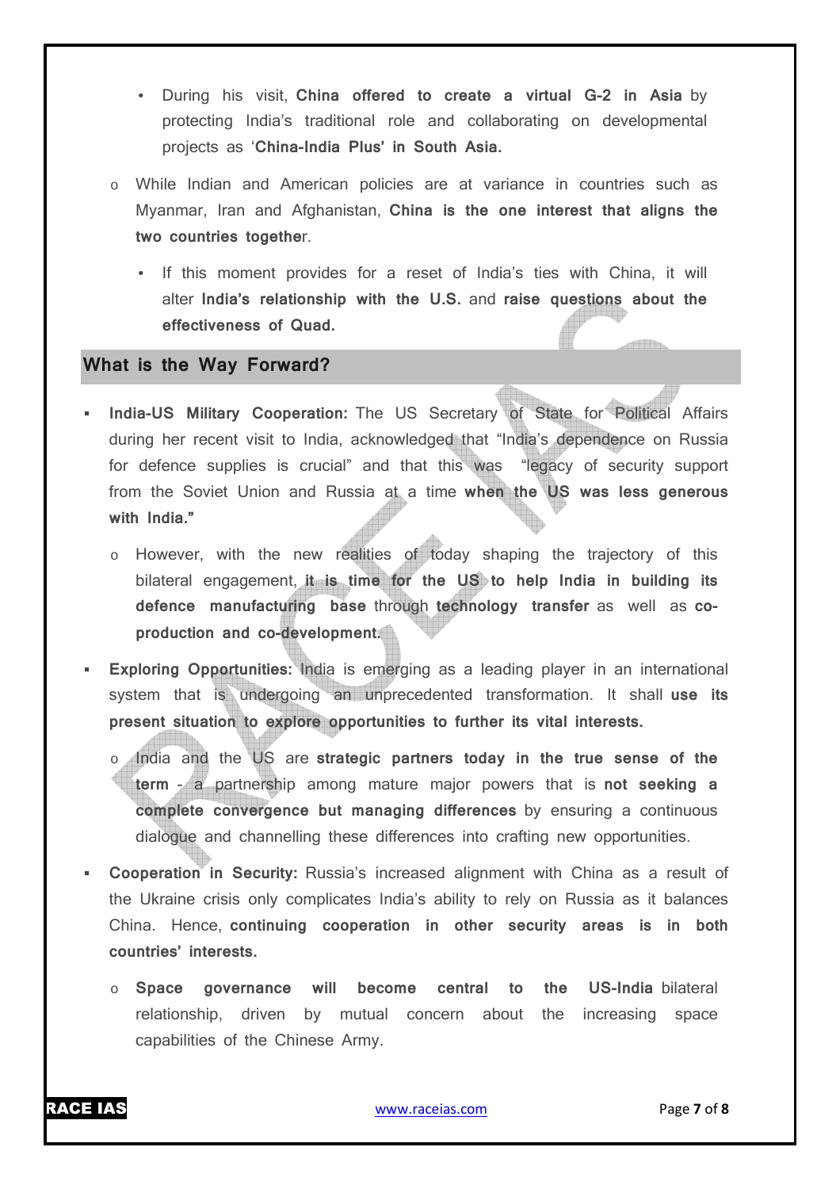- During his visit, **China offered to create a virtual G-2 in Asia** by protecting India's traditional role and collaborating on developmental projects as '**China-India Plus' in South Asia.**

- While Indian and American policies are at variance in countries such as Myanmar, Iran and Afghanistan, **China is the one interest that aligns the two countries togethe**r.
  - If this moment provides for a reset of India's ties with China, it will alter **India's relationship with the U.S.** and **raise questions about the effectiveness of Quad.**

## What is the Way Forward?

- **India-US Military Cooperation:** The US Secretary of State for Political Affairs during her recent visit to India, acknowledged that "India's dependence on Russia for defence supplies is crucial" and that this was "legacy of security support from the Soviet Union and Russia at a time **when the US was less generous with India."**
  - However, with the new realities of today shaping the trajectory of this bilateral engagement, **it is time for the US to help India in building its defence manufacturing base** through **technology transfer** as well as **co-production and co-development.**
- **Exploring Opportunities:** India is emerging as a leading player in an international system that is undergoing an unprecedented transformation. It shall **use its present situation to explore opportunities to further its vital interests.**
  - India and the US are **strategic partners today in the true sense of the term** - a partnership among mature major powers that is **not seeking a complete convergence but managing differences** by ensuring a continuous dialogue and channelling these differences into crafting new opportunities.
- **Cooperation in Security:** Russia's increased alignment with China as a result of the Ukraine crisis only complicates India's ability to rely on Russia as it balances China. Hence, **continuing cooperation in other security areas is in both countries' interests.**
  - **Space governance will become central to the US-India** bilateral relationship, driven by mutual concern about the increasing space capabilities of the Chinese Army.